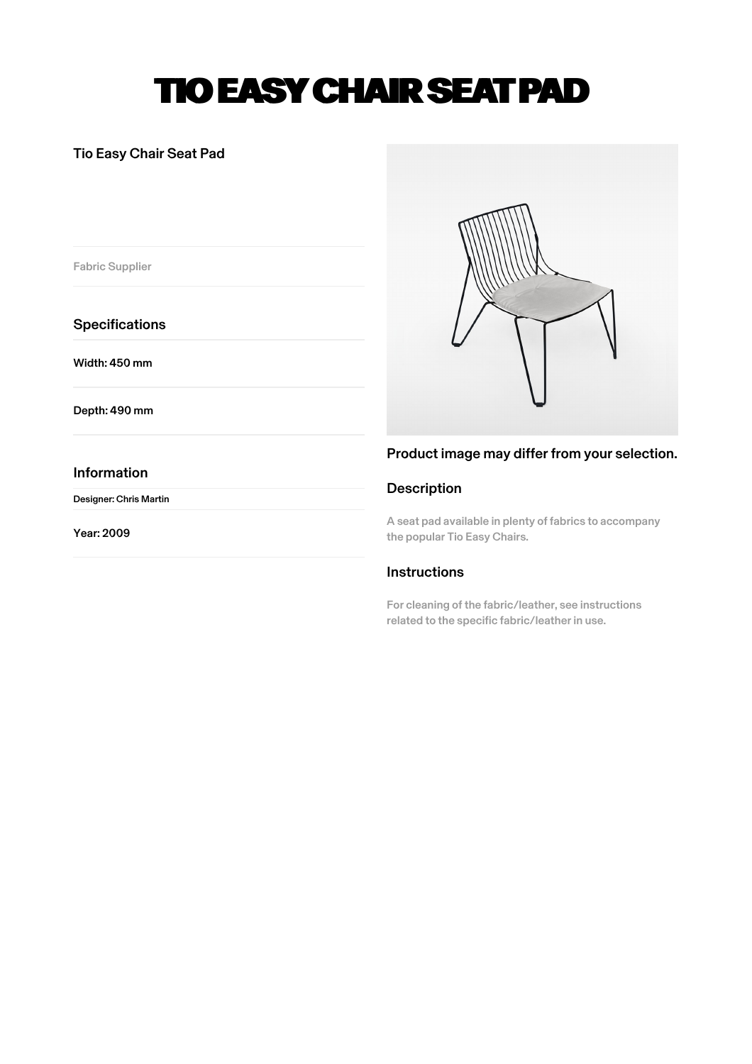# TIO EASY CHAIR SEAT PAD

Tio Easy Chair Seat Pad

Fabric Supplier

## Specifications

Width: 450 mm

Depth: 490 mm

## Information

Designer: Chris Martin

Year: 2009

Product image may differ from your selection.

## Description

A seat pad available in plenty of fabrics to accompany the popular Tio Easy Chairs.

## Instructions

For cleaning of the fabric/leather, see instructions related to the specific fabric/leather in use.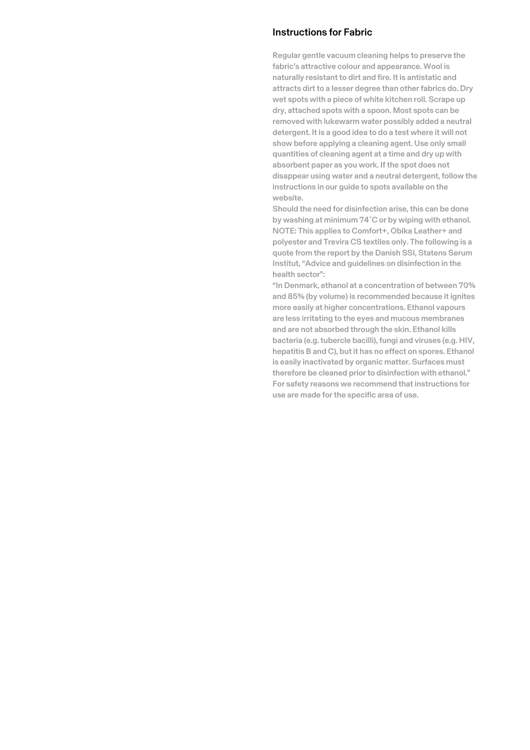## Instructions for Fabric

Regular gentle vacuum cleaning helps to preserve the fabric's attractive colour and appearance. Wool is naturally resistant to dirt and fire. It is antistatic and attracts dirt to a lesser degree than other fabrics do. Dry wet spots with a piece of white kitchen roll. Scrape up dry, attached spots with a spoon. Most spots can be removed with lukewarm water possibly added a neutral detergent. It is a good idea to do a test where it will not show before applying a cleaning agent. Use only small quantities of cleaning agent at a time and dry up with absorbent paper as you work. If the spot does not disappear using water and a neutral detergent, follow the instructions in our guide to spots available on the website.

Should the need for disinfection arise, this can be done by washing at minimum 74˚C or by wiping with ethanol. NOTE: This applies to Comfort+, Obika Leather+ and polyester and Trevira CS textiles only. The following is a quote from the report by the Danish SSI, Statens Serum Institut, "Advice and guidelines on disinfection in the health sector":

"In Denmark, ethanol at a concentration of between 70% and 85% (by volume) is recommended because it ignites more easily at higher concentrations. Ethanol vapours are less irritating to the eyes and mucous membranes and are not absorbed through the skin. Ethanol kills bacteria (e.g. tubercle bacilli), fungi and viruses (e.g. HIV, hepatitis B and C), but it has no effect on spores. Ethanol is easily inactivated by organic matter. Surfaces must therefore be cleaned prior to disinfection with ethanol."

For safety reasons we recommend that instructions for use are made for the specific area of use.